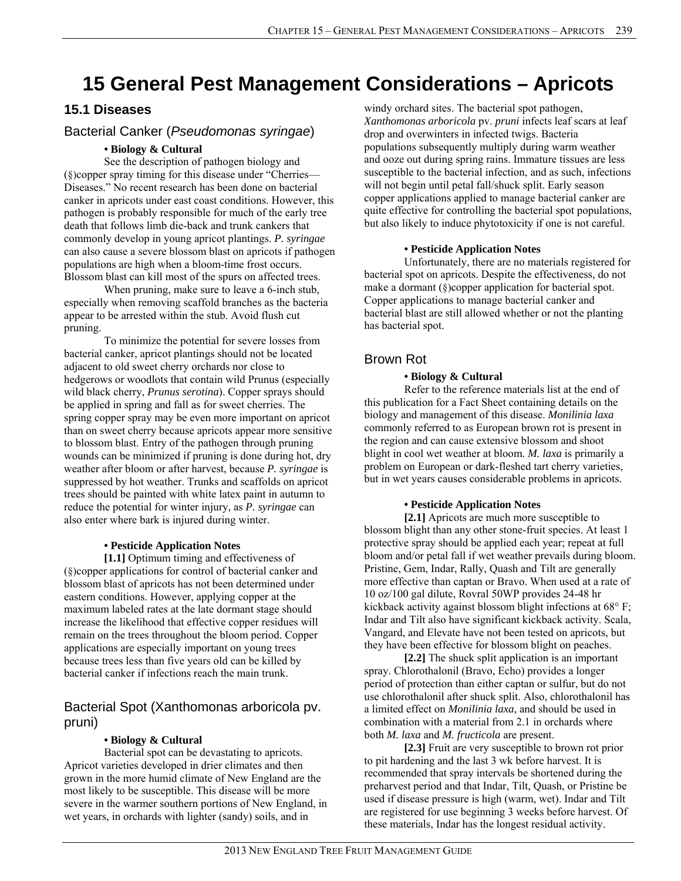# 15 General Pest Management Considerations – Apricots

## 15.1 Diseases

### Bacterial Canker (*Pseudomonas syringae*)

**• Biology & Cultural**

See the description of pathogen biology and (§)copper spray timing for this disease under "Cherries—Diseases." No recent research has been done on bacterial canker in apricots under east coast conditions. However, this pathogen is probably responsible for much of the early tree death that follows limb die-back and trunk cankers that commonly develop in young apricot plantings. *P. syringae* can also cause a severe blossom blast on apricots if pathogen populations are high when a bloom-time frost occurs. Blossom blast can kill most of the spurs on affected trees.

When pruning, make sure to leave a 6-inch stub, especially when removing scaffold branches as the bacteria appear to be arrested within the stub. Avoid flush cut pruning.

To minimize the potential for severe losses from bacterial canker, apricot plantings should not be located adjacent to old sweet cherry orchards nor close to hedgerows or woodlots that contain wild Prunus (especially wild black cherry, *Prunus serotina*). Copper sprays should be applied in spring and fall as for sweet cherries. The spring copper spray may be even more important on apricot than on sweet cherry because apricots appear more sensitive to blossom blast. Entry of the pathogen through pruning wounds can be minimized if pruning is done during hot, dry weather after bloom or after harvest, because *P. syringae* is suppressed by hot weather. Trunks and scaffolds on apricot trees should be painted with white latex paint in autumn to reduce the potential for winter injury, as *P. syringae* can also enter where bark is injured during winter.

**• Pesticide Application Notes**

**[1.1]** Optimum timing and effectiveness of (§)copper applications for control of bacterial canker and blossom blast of apricots has not been determined under eastern conditions. However, applying copper at the maximum labeled rates at the late dormant stage should increase the likelihood that effective copper residues will remain on the trees throughout the bloom period. Copper applications are especially important on young trees because trees less than five years old can be killed by bacterial canker if infections reach the main trunk.

### Bacterial Spot (Xanthomonas arboricola pv. pruni)

**• Biology & Cultural**

Bacterial spot can be devastating to apricots. Apricot varieties developed in drier climates and then grown in the more humid climate of New England are the most likely to be susceptible. This disease will be more severe in the warmer southern portions of New England, in wet years, in orchards with lighter (sandy) soils, and in windy orchard sites. The bacterial spot pathogen, *Xanthomonas arboricola* pv. *pruni* infects leaf scars at leaf drop and overwinters in infected twigs. Bacteria populations subsequently multiply during warm weather and ooze out during spring rains. Immature tissues are less susceptible to the bacterial infection, and as such, infections will not begin until petal fall/shuck split. Early season copper applications applied to manage bacterial canker are quite effective for controlling the bacterial spot populations, but also likely to induce phytotoxicity if one is not careful.

**• Pesticide Application Notes**

Unfortunately, there are no materials registered for bacterial spot on apricots. Despite the effectiveness, do not make a dormant (§)copper application for bacterial spot. Copper applications to manage bacterial canker and bacterial blast are still allowed whether or not the planting has bacterial spot.

### Brown Rot

**• Biology & Cultural**

Refer to the reference materials list at the end of this publication for a Fact Sheet containing details on the biology and management of this disease. *Monilinia laxa* commonly referred to as European brown rot is present in the region and can cause extensive blossom and shoot blight in cool wet weather at bloom. *M. laxa* is primarily a problem on European or dark-fleshed tart cherry varieties, but in wet years causes considerable problems in apricots.

**• Pesticide Application Notes**

**[2.1]** Apricots are much more susceptible to blossom blight than any other stone-fruit species. At least 1 protective spray should be applied each year; repeat at full bloom and/or petal fall if wet weather prevails during bloom. Pristine, Gem, Indar, Rally, Quash and Tilt are generally more effective than captan or Bravo. When used at a rate of 10 oz/100 gal dilute, Rovral 50WP provides 24-48 hr kickback activity against blossom blight infections at 68° F; Indar and Tilt also have significant kickback activity. Scala, Vangard, and Elevate have not been tested on apricots, but they have been effective for blossom blight on peaches.

**[2.2]** The shuck split application is an important spray. Chlorothalonil (Bravo, Echo) provides a longer period of protection than either captan or sulfur, but do not use chlorothalonil after shuck split. Also, chlorothalonil has a limited effect on *Monilinia laxa*, and should be used in combination with a material from 2.1 in orchards where both *M. laxa* and *M. fructicola* are present.

**[2.3]** Fruit are very susceptible to brown rot prior to pit hardening and the last 3 wk before harvest. It is recommended that spray intervals be shortened during the preharvest period and that Indar, Tilt, Quash, or Pristine be used if disease pressure is high (warm, wet). Indar and Tilt are registered for use beginning 3 weeks before harvest. Of these materials, Indar has the longest residual activity.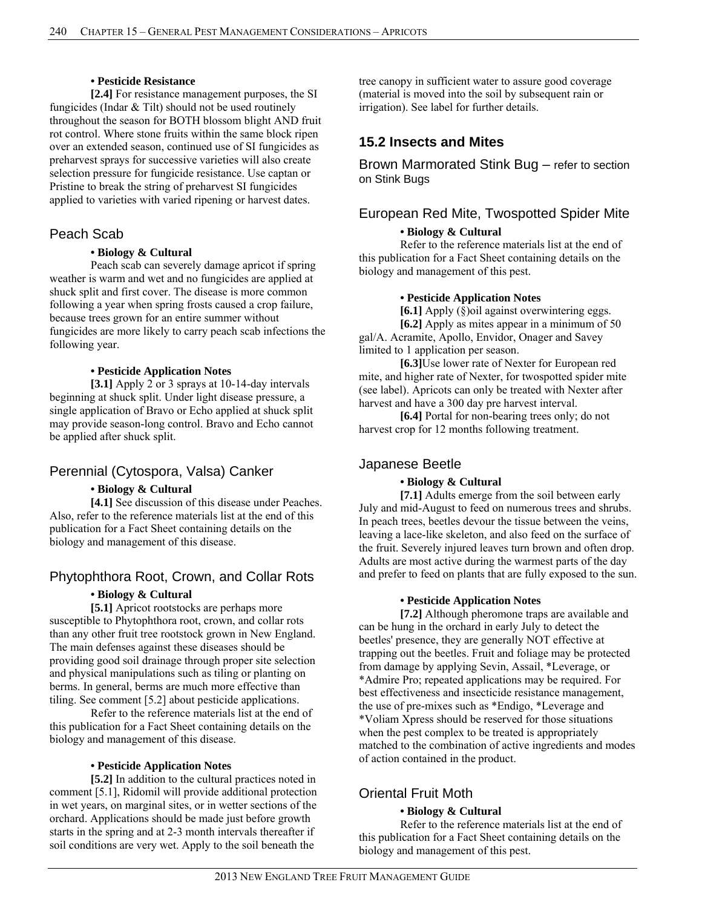**• Pesticide Resistance**

**[2.4]** For resistance management purposes, the SI fungicides (Indar & Tilt) should not be used routinely throughout the season for BOTH blossom blight AND fruit rot control. Where stone fruits within the same block ripen over an extended season, continued use of SI fungicides as preharvest sprays for successive varieties will also create selection pressure for fungicide resistance. Use captan or Pristine to break the string of preharvest SI fungicides applied to varieties with varied ripening or harvest dates.

### Peach Scab

**• Biology & Cultural**

Peach scab can severely damage apricot if spring weather is warm and wet and no fungicides are applied at shuck split and first cover. The disease is more common following a year when spring frosts caused a crop failure, because trees grown for an entire summer without fungicides are more likely to carry peach scab infections the following year.

**• Pesticide Application Notes**

**[3.1]** Apply 2 or 3 sprays at 10-14-day intervals beginning at shuck split. Under light disease pressure, a single application of Bravo or Echo applied at shuck split may provide season-long control. Bravo and Echo cannot be applied after shuck split.

### Perennial (Cytospora, Valsa) Canker

**• Biology & Cultural**

**[4.1]** See discussion of this disease under Peaches. Also, refer to the reference materials list at the end of this publication for a Fact Sheet containing details on the biology and management of this disease.

### Phytophthora Root, Crown, and Collar Rots

**• Biology & Cultural**

**[5.1]** Apricot rootstocks are perhaps more susceptible to Phytophthora root, crown, and collar rots than any other fruit tree rootstock grown in New England. The main defenses against these diseases should be providing good soil drainage through proper site selection and physical manipulations such as tiling or planting on berms. In general, berms are much more effective than tiling. See comment [5.2] about pesticide applications.

Refer to the reference materials list at the end of this publication for a Fact Sheet containing details on the biology and management of this disease.

**• Pesticide Application Notes**

**[5.2]** In addition to the cultural practices noted in comment [5.1], Ridomil will provide additional protection in wet years, on marginal sites, or in wetter sections of the orchard. Applications should be made just before growth starts in the spring and at 2-3 month intervals thereafter if soil conditions are very wet. Apply to the soil beneath the tree canopy in sufficient water to assure good coverage (material is moved into the soil by subsequent rain or irrigation). See label for further details.

## 15.2 Insects and Mites

### Brown Marmorated Stink Bug – refer to section on Stink Bugs

### European Red Mite, Twospotted Spider Mite

**• Biology & Cultural**

Refer to the reference materials list at the end of this publication for a Fact Sheet containing details on the biology and management of this pest.

**• Pesticide Application Notes**

**[6.1]** Apply (§)oil against overwintering eggs.

**[6.2]** Apply as mites appear in a minimum of 50 gal/A. Acramite, Apollo, Envidor, Onager and Savey limited to 1 application per season.

**[6.3]**Use lower rate of Nexter for European red mite, and higher rate of Nexter, for twospotted spider mite (see label). Apricots can only be treated with Nexter after harvest and have a 300 day pre harvest interval.

**[6.4]** Portal for non-bearing trees only; do not harvest crop for 12 months following treatment.

### Japanese Beetle

**• Biology & Cultural**

**[7.1]** Adults emerge from the soil between early July and mid-August to feed on numerous trees and shrubs. In peach trees, beetles devour the tissue between the veins, leaving a lace-like skeleton, and also feed on the surface of the fruit. Severely injured leaves turn brown and often drop. Adults are most active during the warmest parts of the day and prefer to feed on plants that are fully exposed to the sun.

**• Pesticide Application Notes**

**[7.2]** Although pheromone traps are available and can be hung in the orchard in early July to detect the beetles' presence, they are generally NOT effective at trapping out the beetles. Fruit and foliage may be protected from damage by applying Sevin, Assail, *Leverage, or *Admire Pro; repeated applications may be required. For best effectiveness and insecticide resistance management, the use of pre-mixes such as *Endigo, *Leverage and *Voliam Xpress should be reserved for those situations when the pest complex to be treated is appropriately matched to the combination of active ingredients and modes of action contained in the product.

### Oriental Fruit Moth

**• Biology & Cultural**

Refer to the reference materials list at the end of this publication for a Fact Sheet containing details on the biology and management of this pest.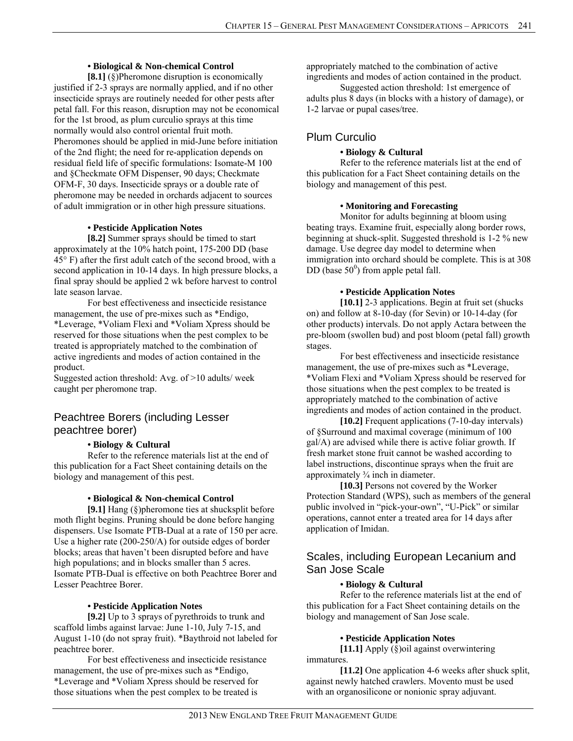**• Biological & Non-chemical Control**

**[8.1]** (§)Pheromone disruption is economically justified if 2-3 sprays are normally applied, and if no other insecticide sprays are routinely needed for other pests after petal fall. For this reason, disruption may not be economical for the 1st brood, as plum curculio sprays at this time normally would also control oriental fruit moth. Pheromones should be applied in mid-June before initiation of the 2nd flight; the need for re-application depends on residual field life of specific formulations: Isomate-M 100 and §Checkmate OFM Dispenser, 90 days; Checkmate OFM-F, 30 days. Insecticide sprays or a double rate of pheromone may be needed in orchards adjacent to sources of adult immigration or in other high pressure situations.

**• Pesticide Application Notes**

**[8.2]** Summer sprays should be timed to start approximately at the 10% hatch point, 175-200 DD (base 45° F) after the first adult catch of the second brood, with a second application in 10-14 days. In high pressure blocks, a final spray should be applied 2 wk before harvest to control late season larvae.

For best effectiveness and insecticide resistance management, the use of pre-mixes such as *Endigo, *Leverage, *Voliam Flexi and *Voliam Xpress should be reserved for those situations when the pest complex to be treated is appropriately matched to the combination of active ingredients and modes of action contained in the product.

Suggested action threshold: Avg. of >10 adults/ week caught per pheromone trap.

## Peachtree Borers (including Lesser peachtree borer)

**• Biology & Cultural**

Refer to the reference materials list at the end of this publication for a Fact Sheet containing details on the biology and management of this pest.

**• Biological & Non-chemical Control**

**[9.1]** Hang (§)pheromone ties at shucksplit before moth flight begins. Pruning should be done before hanging dispensers. Use Isomate PTB-Dual at a rate of 150 per acre. Use a higher rate (200-250/A) for outside edges of border blocks; areas that haven't been disrupted before and have high populations; and in blocks smaller than 5 acres. Isomate PTB-Dual is effective on both Peachtree Borer and Lesser Peachtree Borer.

**• Pesticide Application Notes**

**[9.2]** Up to 3 sprays of pyrethroids to trunk and scaffold limbs against larvae: June 1-10, July 7-15, and August 1-10 (do not spray fruit). *Baythroid not labeled for peachtree borer.

For best effectiveness and insecticide resistance management, the use of pre-mixes such as *Endigo, *Leverage and *Voliam Xpress should be reserved for those situations when the pest complex to be treated is appropriately matched to the combination of active ingredients and modes of action contained in the product.

Suggested action threshold: 1st emergence of adults plus 8 days (in blocks with a history of damage), or 1-2 larvae or pupal cases/tree.

## Plum Curculio

**• Biology & Cultural**

Refer to the reference materials list at the end of this publication for a Fact Sheet containing details on the biology and management of this pest.

**• Monitoring and Forecasting**

Monitor for adults beginning at bloom using beating trays. Examine fruit, especially along border rows, beginning at shuck-split. Suggested threshold is 1-2 % new damage. Use degree day model to determine when immigration into orchard should be complete. This is at 308 DD (base $50^0$) from apple petal fall.

**• Pesticide Application Notes**

**[10.1]** 2-3 applications. Begin at fruit set (shucks on) and follow at 8-10-day (for Sevin) or 10-14-day (for other products) intervals. Do not apply Actara between the pre-bloom (swollen bud) and post bloom (petal fall) growth stages.

For best effectiveness and insecticide resistance management, the use of pre-mixes such as *Leverage, *Voliam Flexi and *Voliam Xpress should be reserved for those situations when the pest complex to be treated is appropriately matched to the combination of active ingredients and modes of action contained in the product.

**[10.2]** Frequent applications (7-10-day intervals) of §Surround and maximal coverage (minimum of 100 gal/A) are advised while there is active foliar growth. If fresh market stone fruit cannot be washed according to label instructions, discontinue sprays when the fruit are approximately ¾ inch in diameter.

**[10.3]** Persons not covered by the Worker Protection Standard (WPS), such as members of the general public involved in "pick-your-own", "U-Pick" or similar operations, cannot enter a treated area for 14 days after application of Imidan.

## Scales, including European Lecanium and San Jose Scale

**• Biology & Cultural**

Refer to the reference materials list at the end of this publication for a Fact Sheet containing details on the biology and management of San Jose scale.

**• Pesticide Application Notes**

**[11.1]** Apply (§)oil against overwintering immatures.

**[11.2]** One application 4-6 weeks after shuck split, against newly hatched crawlers. Movento must be used with an organosilicone or nonionic spray adjuvant.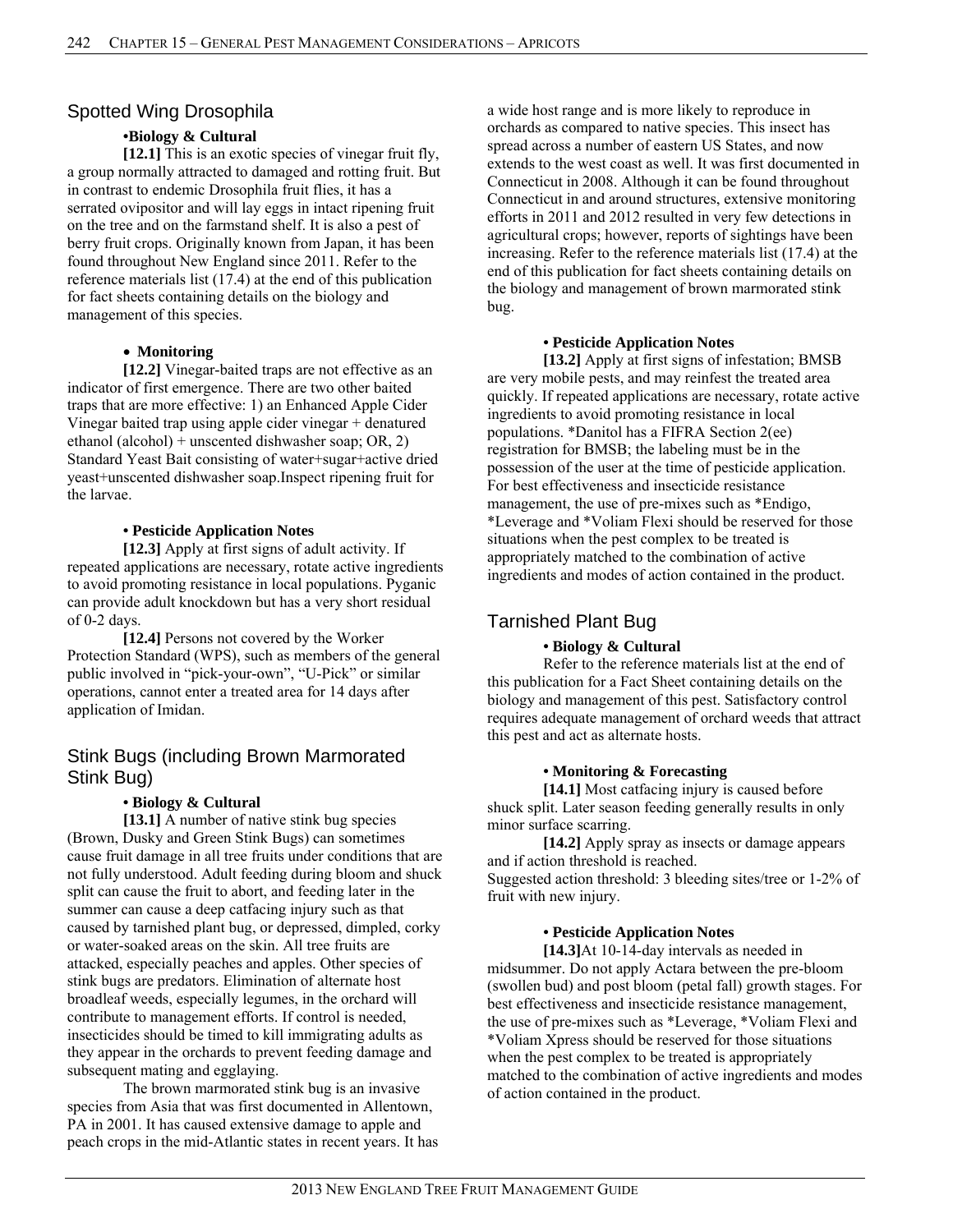## Spotted Wing Drosophila

### •Biology & Cultural

**[12.1]** This is an exotic species of vinegar fruit fly, a group normally attracted to damaged and rotting fruit. But in contrast to endemic Drosophila fruit flies, it has a serrated ovipositor and will lay eggs in intact ripening fruit on the tree and on the farmstand shelf. It is also a pest of berry fruit crops. Originally known from Japan, it has been found throughout New England since 2011. Refer to the reference materials list (17.4) at the end of this publication for fact sheets containing details on the biology and management of this species.

### • Monitoring

**[12.2]** Vinegar-baited traps are not effective as an indicator of first emergence. There are two other baited traps that are more effective: 1) an Enhanced Apple Cider Vinegar baited trap using apple cider vinegar + denatured ethanol (alcohol) + unscented dishwasher soap; OR, 2) Standard Yeast Bait consisting of water+sugar+active dried yeast+unscented dishwasher soap.Inspect ripening fruit for the larvae.

### • Pesticide Application Notes

**[12.3]** Apply at first signs of adult activity. If repeated applications are necessary, rotate active ingredients to avoid promoting resistance in local populations. Pyganic can provide adult knockdown but has a very short residual of 0-2 days.

**[12.4]** Persons not covered by the Worker Protection Standard (WPS), such as members of the general public involved in "pick-your-own", "U-Pick" or similar operations, cannot enter a treated area for 14 days after application of Imidan.

## Stink Bugs (including Brown Marmorated Stink Bug)

### • Biology & Cultural

**[13.1]** A number of native stink bug species (Brown, Dusky and Green Stink Bugs) can sometimes cause fruit damage in all tree fruits under conditions that are not fully understood. Adult feeding during bloom and shuck split can cause the fruit to abort, and feeding later in the summer can cause a deep catfacing injury such as that caused by tarnished plant bug, or depressed, dimpled, corky or water-soaked areas on the skin. All tree fruits are attacked, especially peaches and apples. Other species of stink bugs are predators. Elimination of alternate host broadleaf weeds, especially legumes, in the orchard will contribute to management efforts. If control is needed, insecticides should be timed to kill immigrating adults as they appear in the orchards to prevent feeding damage and subsequent mating and egglaying.

The brown marmorated stink bug is an invasive species from Asia that was first documented in Allentown, PA in 2001. It has caused extensive damage to apple and peach crops in the mid-Atlantic states in recent years. It has a wide host range and is more likely to reproduce in orchards as compared to native species. This insect has spread across a number of eastern US States, and now extends to the west coast as well. It was first documented in Connecticut in 2008. Although it can be found throughout Connecticut in and around structures, extensive monitoring efforts in 2011 and 2012 resulted in very few detections in agricultural crops; however, reports of sightings have been increasing. Refer to the reference materials list (17.4) at the end of this publication for fact sheets containing details on the biology and management of brown marmorated stink bug.

### • Pesticide Application Notes

**[13.2]** Apply at first signs of infestation; BMSB are very mobile pests, and may reinfest the treated area quickly. If repeated applications are necessary, rotate active ingredients to avoid promoting resistance in local populations. *Danitol has a FIFRA Section 2(ee) registration for BMSB; the labeling must be in the possession of the user at the time of pesticide application. For best effectiveness and insecticide resistance management, the use of pre-mixes such as *Endigo, *Leverage and *Voliam Flexi should be reserved for those situations when the pest complex to be treated is appropriately matched to the combination of active ingredients and modes of action contained in the product.

## Tarnished Plant Bug

### • Biology & Cultural

Refer to the reference materials list at the end of this publication for a Fact Sheet containing details on the biology and management of this pest. Satisfactory control requires adequate management of orchard weeds that attract this pest and act as alternate hosts.

### • Monitoring & Forecasting

**[14.1]** Most catfacing injury is caused before shuck split. Later season feeding generally results in only minor surface scarring.

**[14.2]** Apply spray as insects or damage appears and if action threshold is reached.
Suggested action threshold: 3 bleeding sites/tree or 1-2% of fruit with new injury.

### • Pesticide Application Notes

**[14.3]**At 10-14-day intervals as needed in midsummer. Do not apply Actara between the pre-bloom (swollen bud) and post bloom (petal fall) growth stages. For best effectiveness and insecticide resistance management, the use of pre-mixes such as *Leverage, *Voliam Flexi and *Voliam Xpress should be reserved for those situations when the pest complex to be treated is appropriately matched to the combination of active ingredients and modes of action contained in the product.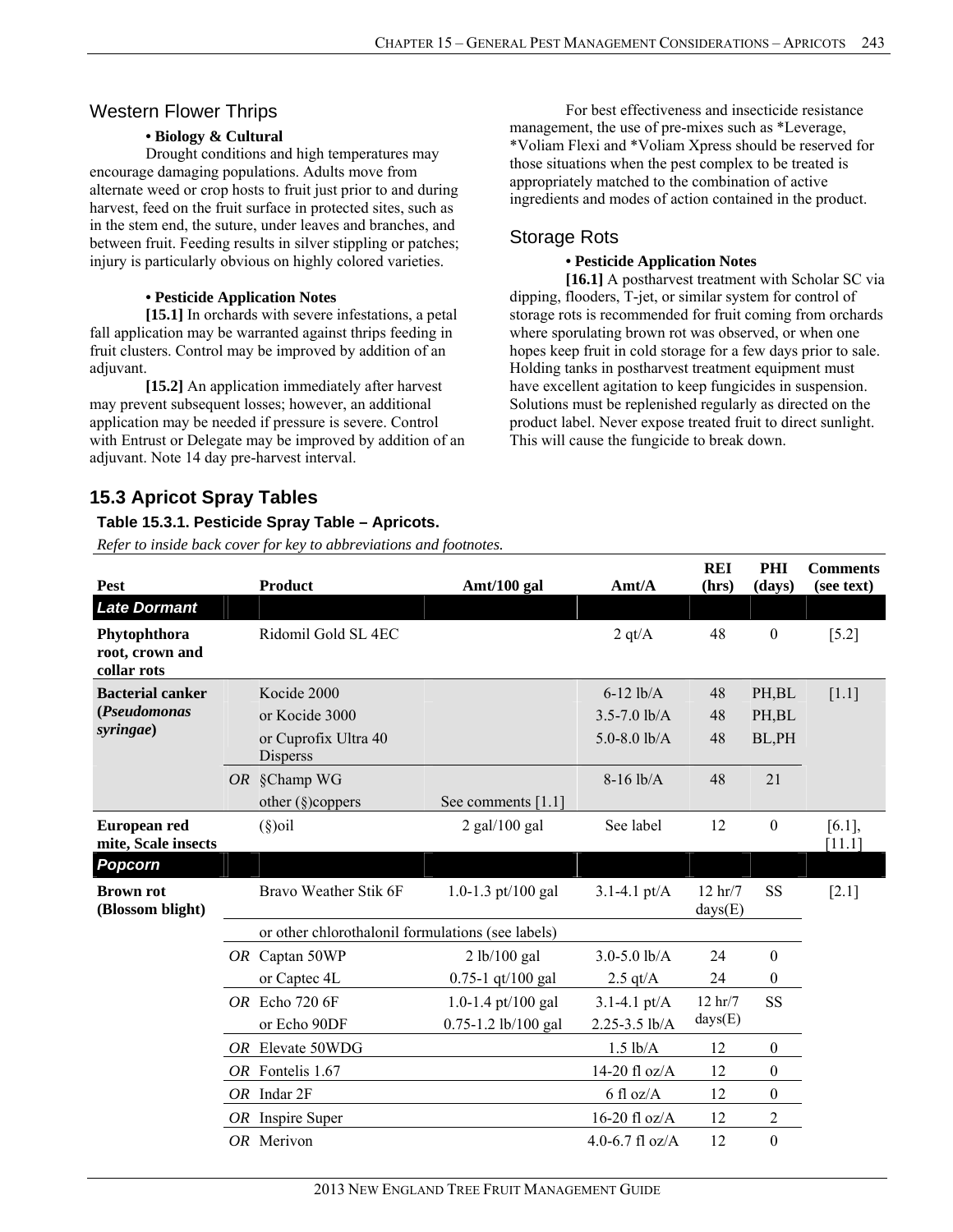## Western Flower Thrips

**• Biology & Cultural**

Drought conditions and high temperatures may encourage damaging populations. Adults move from alternate weed or crop hosts to fruit just prior to and during harvest, feed on the fruit surface in protected sites, such as in the stem end, the suture, under leaves and branches, and between fruit. Feeding results in silver stippling or patches; injury is particularly obvious on highly colored varieties.

**• Pesticide Application Notes**

**[15.1]** In orchards with severe infestations, a petal fall application may be warranted against thrips feeding in fruit clusters. Control may be improved by addition of an adjuvant.

**[15.2]** An application immediately after harvest may prevent subsequent losses; however, an additional application may be needed if pressure is severe. Control with Entrust or Delegate may be improved by addition of an adjuvant. Note 14 day pre-harvest interval.

For best effectiveness and insecticide resistance management, the use of pre-mixes such as *Leverage, *Voliam Flexi and *Voliam Xpress should be reserved for those situations when the pest complex to be treated is appropriately matched to the combination of active ingredients and modes of action contained in the product.

## Storage Rots

**• Pesticide Application Notes**

**[16.1]** A postharvest treatment with Scholar SC via dipping, flooders, T-jet, or similar system for control of storage rots is recommended for fruit coming from orchards where sporulating brown rot was observed, or when one hopes keep fruit in cold storage for a few days prior to sale. Holding tanks in postharvest treatment equipment must have excellent agitation to keep fungicides in suspension. Solutions must be replenished regularly as directed on the product label. Never expose treated fruit to direct sunlight. This will cause the fungicide to break down.

## 15.3 Apricot Spray Tables

### Table 15.3.1. Pesticide Spray Table – Apricots.

*Refer to inside back cover for key to abbreviations and footnotes.*

| Pest | | Product | Amt/100 gal | Amt/A | REI (hrs) | PHI (days) | Comments (see text) |
|---|---|---|---|---|---|---|---|
| ***Late Dormant*** | | | | | | | |
| **Phytophthora root, crown and collar rots** | | Ridomil Gold SL 4EC | | 2 qt/A | 48 | 0 | [5.2] |
| **Bacterial canker (*Pseudomonas syringae*)** | | Kocide 2000 | | 6-12 lb/A | 48 | PH,BL | [1.1] |
| | | or Kocide 3000 | | 3.5-7.0 lb/A | 48 | PH,BL | |
| | | or Cuprofix Ultra 40 Disperss | | 5.0-8.0 lb/A | 48 | BL,PH | |
| | *OR* | §Champ WG | | 8-16 lb/A | 48 | 21 | |
| | | other (§)coppers | See comments [1.1] | | | | |
| **European red mite, Scale insects** | | (§)oil | 2 gal/100 gal | See label | 12 | 0 | [6.1], [11.1] |
| ***Popcorn*** | | | | | | | |
| **Brown rot (Blossom blight)** | | Bravo Weather Stik 6F | 1.0-1.3 pt/100 gal | 3.1-4.1 pt/A | 12 hr/7 days(E) | SS | [2.1] |
| | | or other chlorothalonil formulations (see labels) | | | | | |
| | *OR* | Captan 50WP | 2 lb/100 gal | 3.0-5.0 lb/A | 24 | 0 | |
| | | or Captec 4L | 0.75-1 qt/100 gal | 2.5 qt/A | 24 | 0 | |
| | *OR* | Echo 720 6F | 1.0-1.4 pt/100 gal | 3.1-4.1 pt/A | 12 hr/7 days(E) | SS | |
| | | or Echo 90DF | 0.75-1.2 lb/100 gal | 2.25-3.5 lb/A | | | |
| | *OR* | Elevate 50WDG | | 1.5 lb/A | 12 | 0 | |
| | *OR* | Fontelis 1.67 | | 14-20 fl oz/A | 12 | 0 | |
| | *OR* | Indar 2F | | 6 fl oz/A | 12 | 0 | |
| | *OR* | Inspire Super | | 16-20 fl oz/A | 12 | 2 | |
| | *OR* | Merivon | | 4.0-6.7 fl oz/A | 12 | 0 | |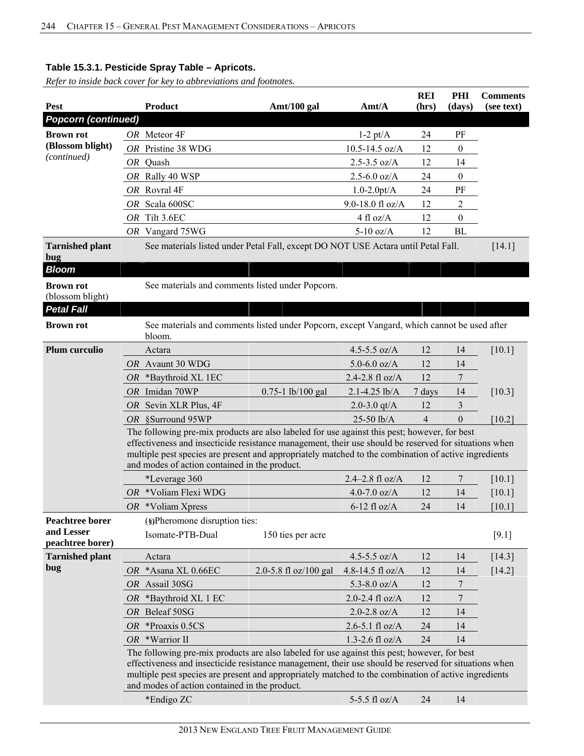## Table 15.3.1. Pesticide Spray Table – Apricots.

*Refer to inside back cover for key to abbreviations and footnotes.*

| Pest | Product | Amt/100 gal | Amt/A | REI (hrs) | PHI (days) | Comments (see text) |
|---|---|---|---|---|---|---|
| ***Popcorn (continued)*** | | | | | | |
| **Brown rot (Blossom blight)** *(continued)* | *OR* Meteor 4F | | 1-2 pt/A | 24 | PF | |
| | *OR* Pristine 38 WDG | | 10.5-14.5 oz/A | 12 | 0 | |
| | *OR* Quash | | 2.5-3.5 oz/A | 12 | 14 | |
| | *OR* Rally 40 WSP | | 2.5-6.0 oz/A | 24 | 0 | |
| | *OR* Rovral 4F | | 1.0-2.0pt/A | 24 | PF | |
| | *OR* Scala 600SC | | 9.0-18.0 fl oz/A | 12 | 2 | |
| | *OR* Tilt 3.6EC | | 4 fl oz/A | 12 | 0 | |
| | *OR* Vangard 75WG | | 5-10 oz/A | 12 | BL | |
| **Tarnished plant bug** | See materials listed under Petal Fall, except DO NOT USE Actara until Petal Fall. | | | | | [14.1] |
| ***Bloom*** | | | | | | |
| **Brown rot** (blossom blight) | See materials and comments listed under Popcorn. | | | | | |
| ***Petal Fall*** | | | | | | |
| **Brown rot** | See materials and comments listed under Popcorn, except Vangard, which cannot be used after bloom. | | | | | |
| **Plum curculio** | Actara | | 4.5-5.5 oz/A | 12 | 14 | [10.1] |
| | *OR* Avaunt 30 WDG | | 5.0-6.0 oz/A | 12 | 14 | |
| | *OR* *Baythroid XL 1EC | | 2.4-2.8 fl oz/A | 12 | 7 | |
| | *OR* Imidan 70WP | 0.75-1 lb/100 gal | 2.1-4.25 lb/A | 7 days | 14 | [10.3] |
| | *OR* Sevin XLR Plus, 4F | | 2.0-3.0 qt/A | 12 | 3 | |
| | *OR* §Surround 95WP | | 25-50 lb/A | 4 | 0 | [10.2] |
| | The following pre-mix products are also labeled for use against this pest; however, for best effectiveness and insecticide resistance management, their use should be reserved for situations when multiple pest species are present and appropriately matched to the combination of active ingredients and modes of action contained in the product. | | | | | |
| | *Leverage 360 | | 2.4–2.8 fl oz/A | 12 | 7 | [10.1] |
| | *OR* *Voliam Flexi WDG | | 4.0-7.0 oz/A | 12 | 14 | [10.1] |
| | *OR* *Voliam Xpress | | 6-12 fl oz/A | 24 | 14 | [10.1] |
| **Peachtree borer and Lesser peachtree borer)** | (§)Pheromone disruption ties: Isomate-PTB-Dual | 150 ties per acre | | | | [9.1] |
| **Tarnished plant bug** | Actara | | 4.5-5.5 oz/A | 12 | 14 | [14.3] |
| | *OR* *Asana XL 0.66EC | 2.0-5.8 fl oz/100 gal | 4.8-14.5 fl oz/A | 12 | 14 | [14.2] |
| | *OR* Assail 30SG | | 5.3-8.0 oz/A | 12 | 7 | |
| | *OR* *Baythroid XL 1 EC | | 2.0-2.4 fl oz/A | 12 | 7 | |
| | *OR* Beleaf 50SG | | 2.0-2.8 oz/A | 12 | 14 | |
| | *OR* *Proaxis 0.5CS | | 2.6-5.1 fl oz/A | 24 | 14 | |
| | *OR* *Warrior II | | 1.3-2.6 fl oz/A | 24 | 14 | |
| | The following pre-mix products are also labeled for use against this pest; however, for best effectiveness and insecticide resistance management, their use should be reserved for situations when multiple pest species are present and appropriately matched to the combination of active ingredients and modes of action contained in the product. | | | | | |
| | *Endigo ZC | | 5-5.5 fl oz/A | 24 | 14 | |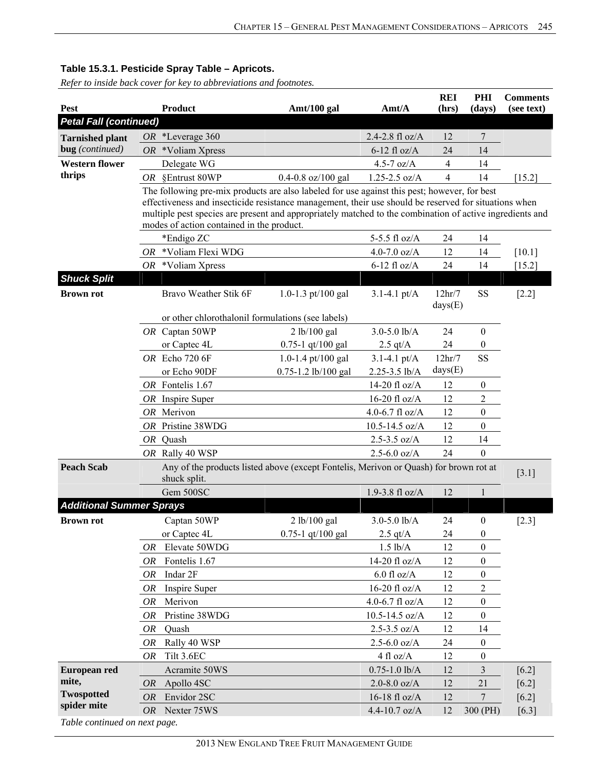**Table 15.3.1. Pesticide Spray Table – Apricots.**

*Refer to inside back cover for key to abbreviations and footnotes.*

| Pest | | Product | Amt/100 gal | Amt/A | REI (hrs) | PHI (days) | Comments (see text) |
|---|---|---|---|---|---|---|---|
| ***Petal Fall (continued)*** | | | | | | | |
| **Tarnished plant bug** *(continued)* | *OR* | *Leverage 360 | | 2.4-2.8 fl oz/A | 12 | 7 | |
| | *OR* | *Voliam Xpress | | 6-12 fl oz/A | 24 | 14 | |
| **Western flower thrips** | | Delegate WG | | 4.5-7 oz/A | 4 | 14 | |
| | *OR* | §Entrust 80WP | 0.4-0.8 oz/100 gal | 1.25-2.5 oz/A | 4 | 14 | [15.2] |
| | | The following pre-mix products are also labeled for use against this pest; however, for best effectiveness and insecticide resistance management, their use should be reserved for situations when multiple pest species are present and appropriately matched to the combination of active ingredients and modes of action contained in the product. | | | | | |
| | | *Endigo ZC | | 5-5.5 fl oz/A | 24 | 14 | |
| | *OR* | *Voliam Flexi WDG | | 4.0-7.0 oz/A | 12 | 14 | [10.1] |
| | *OR* | *Voliam Xpress | | 6-12 fl oz/A | 24 | 14 | [15.2] |
| ***Shuck Split*** | | | | | | | |
| **Brown rot** | | Bravo Weather Stik 6F | 1.0-1.3 pt/100 gal | 3.1-4.1 pt/A | 12hr/7 days(E) | SS | [2.2] |
| | | or other chlorothalonil formulations (see labels) | | | | | |
| | *OR* | Captan 50WP | 2 lb/100 gal | 3.0-5.0 lb/A | 24 | 0 | |
| | | or Captec 4L | 0.75-1 qt/100 gal | 2.5 qt/A | 24 | 0 | |
| | *OR* | Echo 720 6F | 1.0-1.4 pt/100 gal | 3.1-4.1 pt/A | 12hr/7 days(E) | SS | |
| | | or Echo 90DF | 0.75-1.2 lb/100 gal | 2.25-3.5 lb/A | | | |
| | *OR* | Fontelis 1.67 | | 14-20 fl oz/A | 12 | 0 | |
| | *OR* | Inspire Super | | 16-20 fl oz/A | 12 | 2 | |
| | *OR* | Merivon | | 4.0-6.7 fl oz/A | 12 | 0 | |
| | *OR* | Pristine 38WDG | | 10.5-14.5 oz/A | 12 | 0 | |
| | *OR* | Quash | | 2.5-3.5 oz/A | 12 | 14 | |
| | *OR* | Rally 40 WSP | | 2.5-6.0 oz/A | 24 | 0 | |
| **Peach Scab** | | Any of the products listed above (except Fontelis, Merivon or Quash) for brown rot at shuck split. | | | | | [3.1] |
| | | Gem 500SC | | 1.9-3.8 fl oz/A | 12 | 1 | |
| ***Additional Summer Sprays*** | | | | | | | |
| **Brown rot** | | Captan 50WP | 2 lb/100 gal | 3.0-5.0 lb/A | 24 | 0 | [2.3] |
| | | or Captec 4L | 0.75-1 qt/100 gal | 2.5 qt/A | 24 | 0 | |
| | *OR* | Elevate 50WDG | | 1.5 lb/A | 12 | 0 | |
| | *OR* | Fontelis 1.67 | | 14-20 fl oz/A | 12 | 0 | |
| | *OR* | Indar 2F | | 6.0 fl oz/A | 12 | 0 | |
| | *OR* | Inspire Super | | 16-20 fl oz/A | 12 | 2 | |
| | *OR* | Merivon | | 4.0-6.7 fl oz/A | 12 | 0 | |
| | *OR* | Pristine 38WDG | | 10.5-14.5 oz/A | 12 | 0 | |
| | *OR* | Quash | | 2.5-3.5 oz/A | 12 | 14 | |
| | *OR* | Rally 40 WSP | | 2.5-6.0 oz/A | 24 | 0 | |
| | *OR* | Tilt 3.6EC | | 4 fl oz/A | 12 | 0 | |
| **European red mite, Twospotted spider mite** | | Acramite 50WS | | 0.75-1.0 lb/A | 12 | 3 | [6.2] |
| | *OR* | Apollo 4SC | | 2.0-8.0 oz/A | 12 | 21 | [6.2] |
| | *OR* | Envidor 2SC | | 16-18 fl oz/A | 12 | 7 | [6.2] |
| | *OR* | Nexter 75WS | | 4.4-10.7 oz/A | 12 | 300 (PH) | [6.3] |

*Table continued on next page.*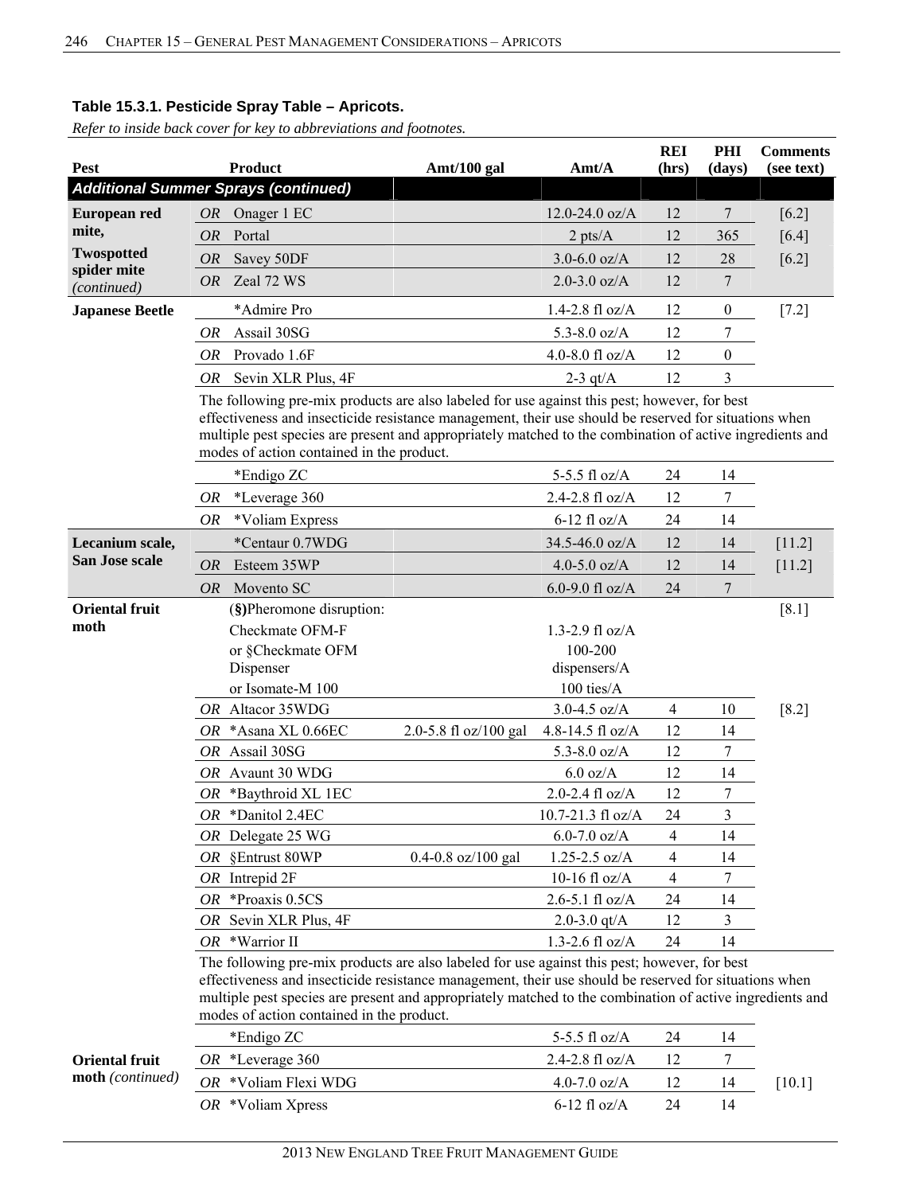**Table 15.3.1. Pesticide Spray Table – Apricots.**

*Refer to inside back cover for key to abbreviations and footnotes.*

| Pest | Product | Amt/100 gal | Amt/A | REI (hrs) | PHI (days) | Comments (see text) |
|---|---|---|---|---|---|---|
| ***Additional Summer Sprays (continued)*** | | | | | | |
| **European red mite, Twospotted spider mite** *(continued)* | *OR* Onager 1 EC | | 12.0-24.0 oz/A | 12 | 7 | [6.2] |
| | *OR* Portal | | 2 pts/A | 12 | 365 | [6.4] |
| | *OR* Savey 50DF | | 3.0-6.0 oz/A | 12 | 28 | [6.2] |
| | *OR* Zeal 72 WS | | 2.0-3.0 oz/A | 12 | 7 | |
| **Japanese Beetle** | *Admire Pro | | 1.4-2.8 fl oz/A | 12 | 0 | [7.2] |
| | *OR* Assail 30SG | | 5.3-8.0 oz/A | 12 | 7 | |
| | *OR* Provado 1.6F | | 4.0-8.0 fl oz/A | 12 | 0 | |
| | *OR* Sevin XLR Plus, 4F | | 2-3 qt/A | 12 | 3 | |
| | The following pre-mix products are also labeled for use against this pest; however, for best effectiveness and insecticide resistance management, their use should be reserved for situations when multiple pest species are present and appropriately matched to the combination of active ingredients and modes of action contained in the product. | | | | | |
| | *Endigo ZC | | 5-5.5 fl oz/A | 24 | 14 | |
| | *OR* *Leverage 360 | | 2.4-2.8 fl oz/A | 12 | 7 | |
| | *OR* *Voliam Express | | 6-12 fl oz/A | 24 | 14 | |
| **Lecanium scale, San Jose scale** | *Centaur 0.7WDG | | 34.5-46.0 oz/A | 12 | 14 | [11.2] |
| | *OR* Esteem 35WP | | 4.0-5.0 oz/A | 12 | 14 | [11.2] |
| | *OR* Movento SC | | 6.0-9.0 fl oz/A | 24 | 7 | |
| **Oriental fruit moth** | (**§**)Pheromone disruption: | | | | | [8.1] |
| | Checkmate OFM-F | | 1.3-2.9 fl oz/A | | | |
| | or §Checkmate OFM Dispenser | | 100-200 dispensers/A | | | |
| | or Isomate-M 100 | | 100 ties/A | | | |
| | *OR* Altacor 35WDG | | 3.0-4.5 oz/A | 4 | 10 | [8.2] |
| | *OR* *Asana XL 0.66EC | 2.0-5.8 fl oz/100 gal | 4.8-14.5 fl oz/A | 12 | 14 | |
| | *OR* Assail 30SG | | 5.3-8.0 oz/A | 12 | 7 | |
| | *OR* Avaunt 30 WDG | | 6.0 oz/A | 12 | 14 | |
| | *OR* *Baythroid XL 1EC | | 2.0-2.4 fl oz/A | 12 | 7 | |
| | *OR* *Danitol 2.4EC | | 10.7-21.3 fl oz/A | 24 | 3 | |
| | *OR* Delegate 25 WG | | 6.0-7.0 oz/A | 4 | 14 | |
| | *OR* §Entrust 80WP | 0.4-0.8 oz/100 gal | 1.25-2.5 oz/A | 4 | 14 | |
| | *OR* Intrepid 2F | | 10-16 fl oz/A | 4 | 7 | |
| | *OR* *Proaxis 0.5CS | | 2.6-5.1 fl oz/A | 24 | 14 | |
| | *OR* Sevin XLR Plus, 4F | | 2.0-3.0 qt/A | 12 | 3 | |
| | *OR* *Warrior II | | 1.3-2.6 fl oz/A | 24 | 14 | |
| | The following pre-mix products are also labeled for use against this pest; however, for best effectiveness and insecticide resistance management, their use should be reserved for situations when multiple pest species are present and appropriately matched to the combination of active ingredients and modes of action contained in the product. | | | | | |
| **Oriental fruit moth** *(continued)* | *Endigo ZC | | 5-5.5 fl oz/A | 24 | 14 | |
| | *OR* *Leverage 360 | | 2.4-2.8 fl oz/A | 12 | 7 | |
| | *OR* *Voliam Flexi WDG | | 4.0-7.0 oz/A | 12 | 14 | [10.1] |
| | *OR* *Voliam Xpress | | 6-12 fl oz/A | 24 | 14 | |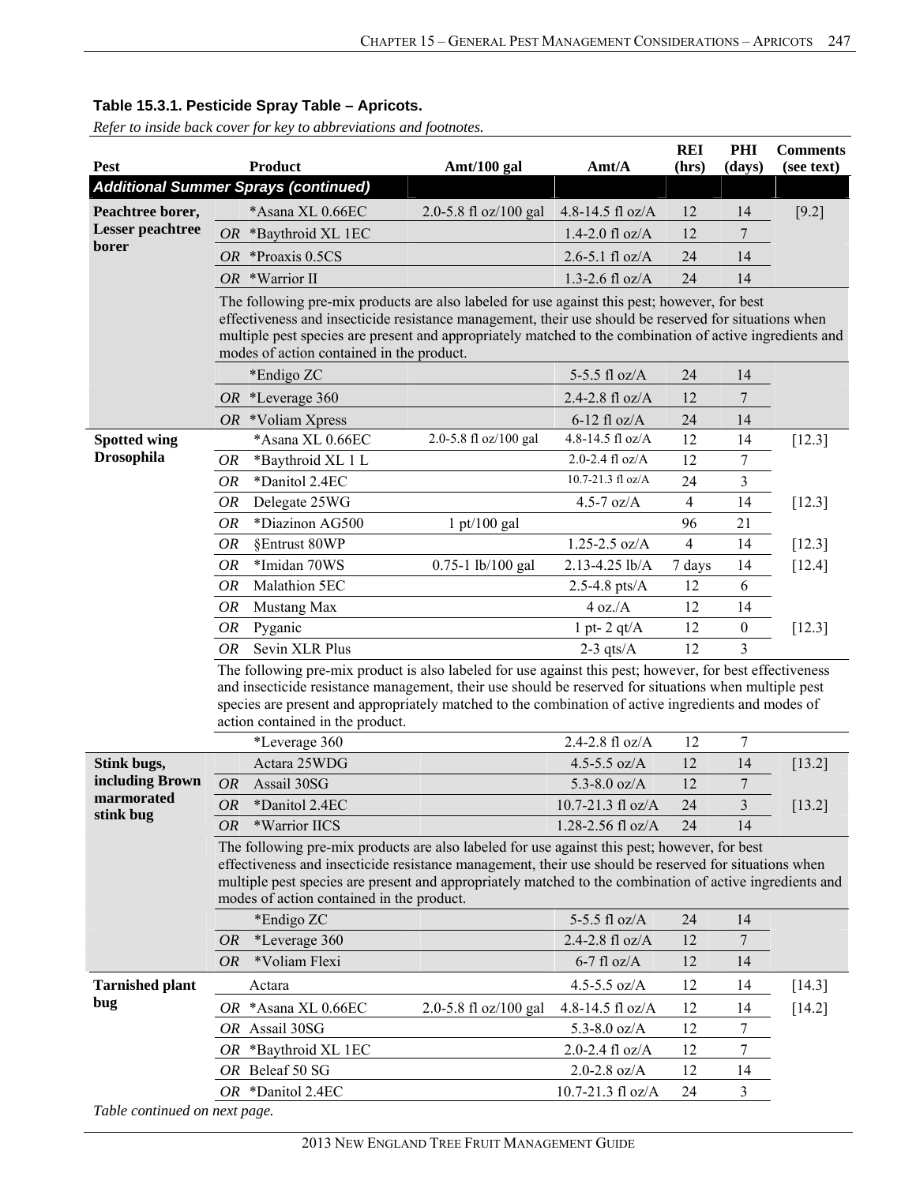**Table 15.3.1. Pesticide Spray Table – Apricots.**

*Refer to inside back cover for key to abbreviations and footnotes.*

| Pest | | Product | Amt/100 gal | Amt/A | REI (hrs) | PHI (days) | Comments (see text) |
|---|---|---|---|---|---|---|---|
| ***Additional Summer Sprays (continued)*** | | | | | | | |
| **Peachtree borer, Lesser peachtree borer** | | *Asana XL 0.66EC | 2.0-5.8 fl oz/100 gal | 4.8-14.5 fl oz/A | 12 | 14 | [9.2] |
| | *OR* | *Baythroid XL 1EC | | 1.4-2.0 fl oz/A | 12 | 7 | |
| | *OR* | *Proaxis 0.5CS | | 2.6-5.1 fl oz/A | 24 | 14 | |
| | *OR* | *Warrior II | | 1.3-2.6 fl oz/A | 24 | 14 | |
| | | The following pre-mix products are also labeled for use against this pest; however, for best effectiveness and insecticide resistance management, their use should be reserved for situations when multiple pest species are present and appropriately matched to the combination of active ingredients and modes of action contained in the product. | | | | | |
| | | *Endigo ZC | | 5-5.5 fl oz/A | 24 | 14 | |
| | *OR* | *Leverage 360 | | 2.4-2.8 fl oz/A | 12 | 7 | |
| | *OR* | *Voliam Xpress | | 6-12 fl oz/A | 24 | 14 | |
| **Spotted wing Drosophila** | | *Asana XL 0.66EC | 2.0-5.8 fl oz/100 gal | 4.8-14.5 fl oz/A | 12 | 14 | [12.3] |
| | *OR* | *Baythroid XL 1 L | | 2.0-2.4 fl oz/A | 12 | 7 | |
| | *OR* | *Danitol 2.4EC | | 10.7-21.3 fl oz/A | 24 | 3 | |
| | *OR* | Delegate 25WG | | 4.5-7 oz/A | 4 | 14 | [12.3] |
| | *OR* | *Diazinon AG500 | 1 pt/100 gal | | 96 | 21 | |
| | *OR* | §Entrust 80WP | | 1.25-2.5 oz/A | 4 | 14 | [12.3] |
| | *OR* | *Imidan 70WS | 0.75-1 lb/100 gal | 2.13-4.25 lb/A | 7 days | 14 | [12.4] |
| | *OR* | Malathion 5EC | | 2.5-4.8 pts/A | 12 | 6 | |
| | *OR* | Mustang Max | | 4 oz./A | 12 | 14 | |
| | *OR* | Pyganic | | 1 pt- 2 qt/A | 12 | 0 | [12.3] |
| | *OR* | Sevin XLR Plus | | 2-3 qts/A | 12 | 3 | |
| | | The following pre-mix product is also labeled for use against this pest; however, for best effectiveness and insecticide resistance management, their use should be reserved for situations when multiple pest species are present and appropriately matched to the combination of active ingredients and modes of action contained in the product. | | | | | |
| | | *Leverage 360 | | 2.4-2.8 fl oz/A | 12 | 7 | |
| **Stink bugs, including Brown marmorated stink bug** | | Actara 25WDG | | 4.5-5.5 oz/A | 12 | 14 | [13.2] |
| | *OR* | Assail 30SG | | 5.3-8.0 oz/A | 12 | 7 | |
| | *OR* | *Danitol 2.4EC | | 10.7-21.3 fl oz/A | 24 | 3 | [13.2] |
| | *OR* | *Warrior IICS | | 1.28-2.56 fl oz/A | 24 | 14 | |
| | | The following pre-mix products are also labeled for use against this pest; however, for best effectiveness and insecticide resistance management, their use should be reserved for situations when multiple pest species are present and appropriately matched to the combination of active ingredients and modes of action contained in the product. | | | | | |
| | | *Endigo ZC | | 5-5.5 fl oz/A | 24 | 14 | |
| | *OR* | *Leverage 360 | | 2.4-2.8 fl oz/A | 12 | 7 | |
| | *OR* | *Voliam Flexi | | 6-7 fl oz/A | 12 | 14 | |
| **Tarnished plant bug** | | Actara | | 4.5-5.5 oz/A | 12 | 14 | [14.3] |
| | *OR* | *Asana XL 0.66EC | 2.0-5.8 fl oz/100 gal | 4.8-14.5 fl oz/A | 12 | 14 | [14.2] |
| | *OR* | Assail 30SG | | 5.3-8.0 oz/A | 12 | 7 | |
| | *OR* | *Baythroid XL 1EC | | 2.0-2.4 fl oz/A | 12 | 7 | |
| | *OR* | Beleaf 50 SG | | 2.0-2.8 oz/A | 12 | 14 | |
| | *OR* | *Danitol 2.4EC | | 10.7-21.3 fl oz/A | 24 | 3 | |

*Table continued on next page.*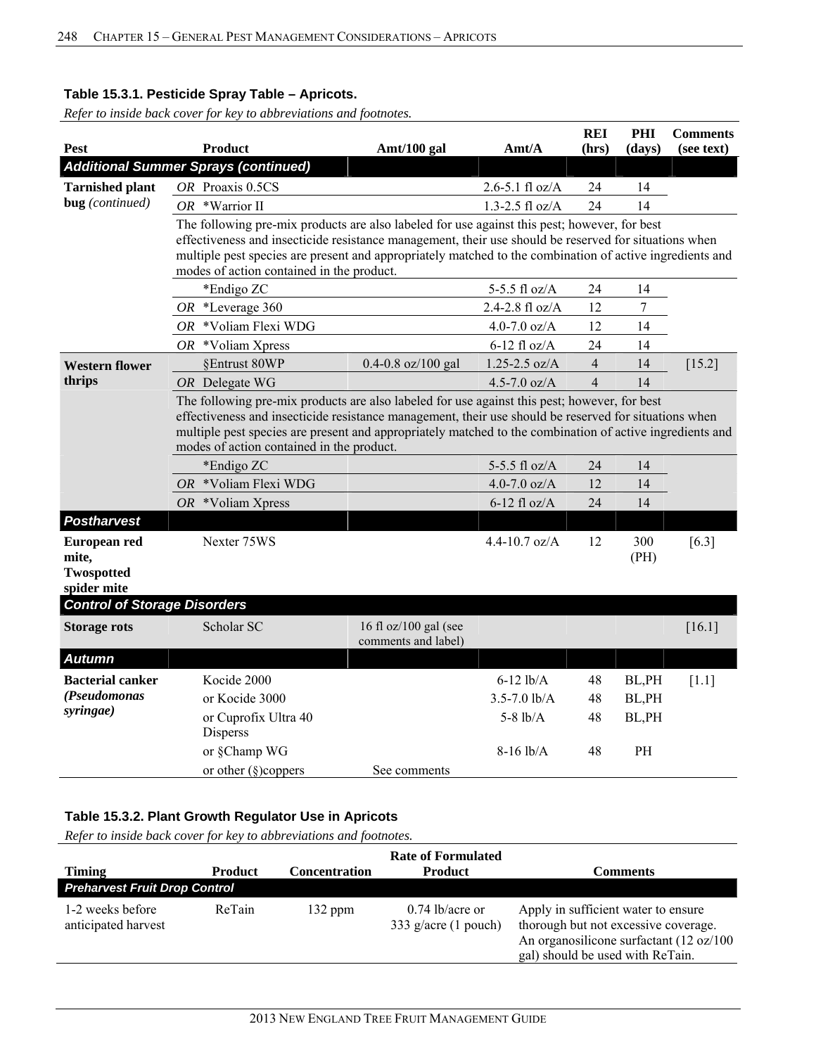**Table 15.3.1. Pesticide Spray Table – Apricots.**

*Refer to inside back cover for key to abbreviations and footnotes.*

| Pest | Product | Amt/100 gal | Amt/A | REI (hrs) | PHI (days) | Comments (see text) |
|---|---|---|---|---|---|---|
| ***Additional Summer Sprays (continued)*** | | | | | | |
| **Tarnished plant bug** *(continued)* | *OR* Proaxis 0.5CS | | 2.6-5.1 fl oz/A | 24 | 14 | |
| | *OR* *Warrior II | | 1.3-2.5 fl oz/A | 24 | 14 | |
| | The following pre-mix products are also labeled for use against this pest; however, for best effectiveness and insecticide resistance management, their use should be reserved for situations when multiple pest species are present and appropriately matched to the combination of active ingredients and modes of action contained in the product. | | | | | |
| | *Endigo ZC | | 5-5.5 fl oz/A | 24 | 14 | |
| | *OR* *Leverage 360 | | 2.4-2.8 fl oz/A | 12 | 7 | |
| | *OR* *Voliam Flexi WDG | | 4.0-7.0 oz/A | 12 | 14 | |
| | *OR* *Voliam Xpress | | 6-12 fl oz/A | 24 | 14 | |
| **Western flower thrips** | §Entrust 80WP | 0.4-0.8 oz/100 gal | 1.25-2.5 oz/A | 4 | 14 | [15.2] |
| | *OR* Delegate WG | | 4.5-7.0 oz/A | 4 | 14 | |
| | The following pre-mix products are also labeled for use against this pest; however, for best effectiveness and insecticide resistance management, their use should be reserved for situations when multiple pest species are present and appropriately matched to the combination of active ingredients and modes of action contained in the product. | | | | | |
| | *Endigo ZC | | 5-5.5 fl oz/A | 24 | 14 | |
| | *OR* *Voliam Flexi WDG | | 4.0-7.0 oz/A | 12 | 14 | |
| | *OR* *Voliam Xpress | | 6-12 fl oz/A | 24 | 14 | |
| ***Postharvest*** | | | | | | |
| **European red mite, Twospotted spider mite** | Nexter 75WS | | 4.4-10.7 oz/A | 12 | 300 (PH) | [6.3] |
| ***Control of Storage Disorders*** | | | | | | |
| **Storage rots** | Scholar SC | 16 fl oz/100 gal (see comments and label) | | | | [16.1] |
| ***Autumn*** | | | | | | |
| **Bacterial canker** ***(Pseudomonas syringae)*** | Kocide 2000 | | 6-12 lb/A | 48 | BL,PH | [1.1] |
| | or Kocide 3000 | | 3.5-7.0 lb/A | 48 | BL,PH | |
| | or Cuprofix Ultra 40 Disperss | | 5-8 lb/A | 48 | BL,PH | |
| | or §Champ WG | | 8-16 lb/A | 48 | PH | |
| | or other (§)coppers | See comments | | | | |

**Table 15.3.2. Plant Growth Regulator Use in Apricots**

*Refer to inside back cover for key to abbreviations and footnotes.*

| Timing | Product | Concentration | Rate of Formulated Product | Comments |
|---|---|---|---|---|
| ***Preharvest Fruit Drop Control*** | | | | |
| 1-2 weeks before anticipated harvest | ReTain | 132 ppm | 0.74 lb/acre or 333 g/acre (1 pouch) | Apply in sufficient water to ensure thorough but not excessive coverage. An organosilicone surfactant (12 oz/100 gal) should be used with ReTain. |